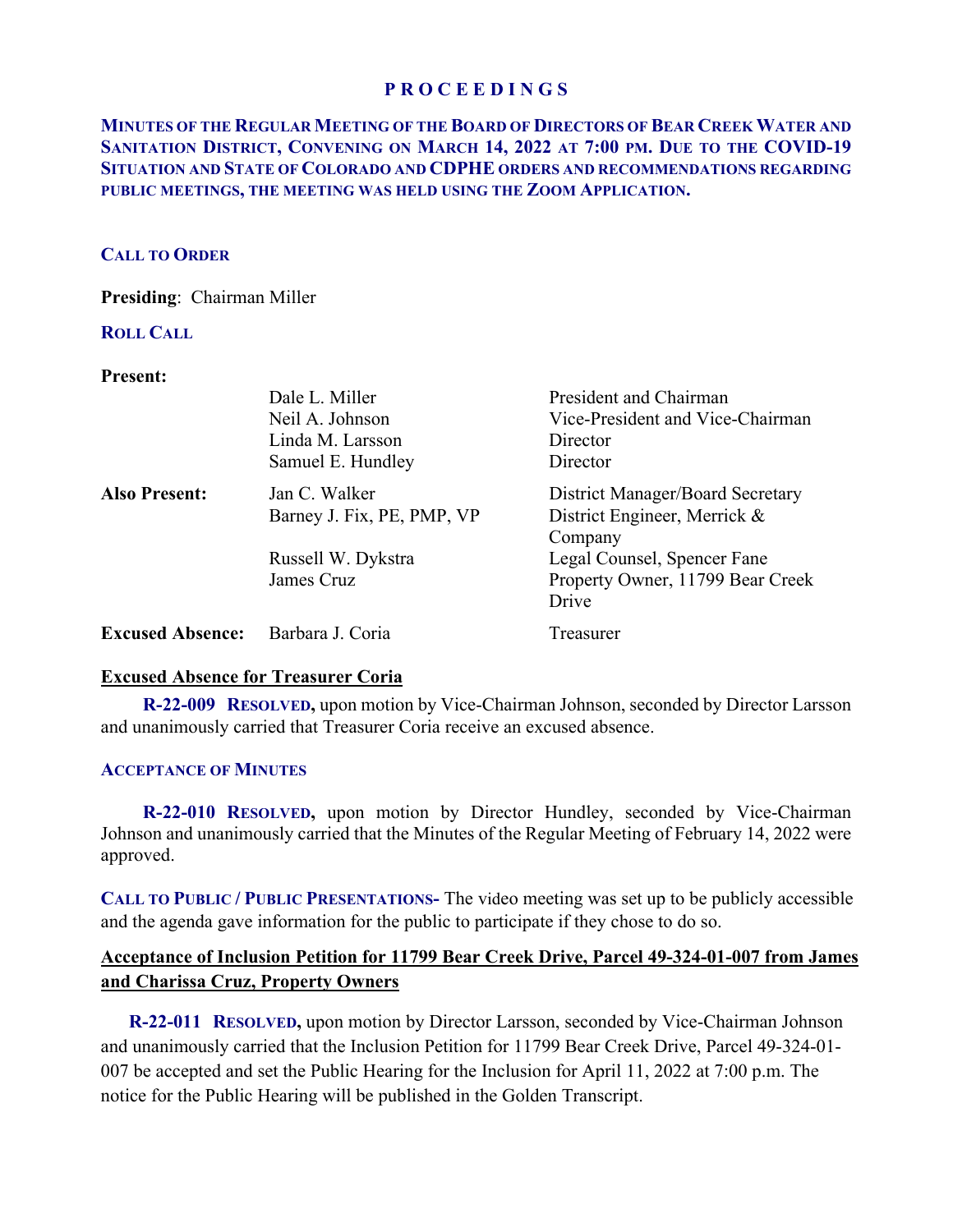# PROCEEDINGS

**MINUTES OF THE REGULAR MEETING OF THE BOARD OF DIRECTORS OF BEAR CREEK WATER AND SANITATION DISTRICT, CONVENING ON MARCH 14, 2022 AT 7:00 PM. DUE TO THE COVID-19 SITUATION AND STATE OF COLORADO AND CDPHE ORDERS AND RECOMMENDATIONS REGARDING PUBLIC MEETINGS, THE MEETING WAS HELD USING THE ZOOM APPLICATION.**

## CALL TO ORDER

**Presiding**: Chairman Miller

## ROLL CALL

| | | |
|---|---|---|
| **Present:** | Dale L. Miller | President and Chairman |
| | Neil A. Johnson | Vice-President and Vice-Chairman |
| | Linda M. Larsson | Director |
| | Samuel E. Hundley | Director |
| **Also Present:** | Jan C. Walker | District Manager/Board Secretary |
| | Barney J. Fix, PE, PMP, VP | District Engineer, Merrick & Company |
| | Russell W. Dykstra | Legal Counsel, Spencer Fane |
| | James Cruz | Property Owner, 11799 Bear Creek Drive |
| **Excused Absence:** | Barbara J. Coria | Treasurer |

**Excused Absence for Treasurer Coria**

**R-22-009 RESOLVED,** upon motion by Vice-Chairman Johnson, seconded by Director Larsson and unanimously carried that Treasurer Coria receive an excused absence.

## ACCEPTANCE OF MINUTES

**R-22-010 RESOLVED,** upon motion by Director Hundley, seconded by Vice-Chairman Johnson and unanimously carried that the Minutes of the Regular Meeting of February 14, 2022 were approved.

**CALL TO PUBLIC / PUBLIC PRESENTATIONS-** The video meeting was set up to be publicly accessible and the agenda gave information for the public to participate if they chose to do so.

**Acceptance of Inclusion Petition for 11799 Bear Creek Drive, Parcel 49-324-01-007 from James and Charissa Cruz, Property Owners**

**R-22-011 RESOLVED,** upon motion by Director Larsson, seconded by Vice-Chairman Johnson and unanimously carried that the Inclusion Petition for 11799 Bear Creek Drive, Parcel 49-324-01-007 be accepted and set the Public Hearing for the Inclusion for April 11, 2022 at 7:00 p.m. The notice for the Public Hearing will be published in the Golden Transcript.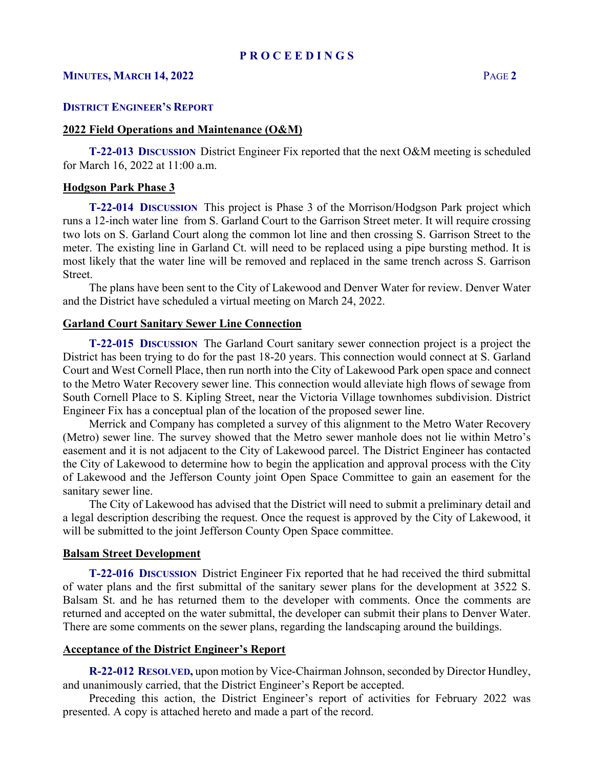## DISTRICT ENGINEER'S REPORT

### 2022 Field Operations and Maintenance (O&M)

**T-22-013 DISCUSSION** District Engineer Fix reported that the next O&M meeting is scheduled for March 16, 2022 at 11:00 a.m.

### Hodgson Park Phase 3

**T-22-014 DISCUSSION** This project is Phase 3 of the Morrison/Hodgson Park project which runs a 12-inch water line from S. Garland Court to the Garrison Street meter. It will require crossing two lots on S. Garland Court along the common lot line and then crossing S. Garrison Street to the meter. The existing line in Garland Ct. will need to be replaced using a pipe bursting method. It is most likely that the water line will be removed and replaced in the same trench across S. Garrison Street.

The plans have been sent to the City of Lakewood and Denver Water for review. Denver Water and the District have scheduled a virtual meeting on March 24, 2022.

### Garland Court Sanitary Sewer Line Connection

**T-22-015 DISCUSSION** The Garland Court sanitary sewer connection project is a project the District has been trying to do for the past 18-20 years. This connection would connect at S. Garland Court and West Cornell Place, then run north into the City of Lakewood Park open space and connect to the Metro Water Recovery sewer line. This connection would alleviate high flows of sewage from South Cornell Place to S. Kipling Street, near the Victoria Village townhomes subdivision. District Engineer Fix has a conceptual plan of the location of the proposed sewer line.

Merrick and Company has completed a survey of this alignment to the Metro Water Recovery (Metro) sewer line. The survey showed that the Metro sewer manhole does not lie within Metro's easement and it is not adjacent to the City of Lakewood parcel. The District Engineer has contacted the City of Lakewood to determine how to begin the application and approval process with the City of Lakewood and the Jefferson County joint Open Space Committee to gain an easement for the sanitary sewer line.

The City of Lakewood has advised that the District will need to submit a preliminary detail and a legal description describing the request. Once the request is approved by the City of Lakewood, it will be submitted to the joint Jefferson County Open Space committee.

### Balsam Street Development

**T-22-016 DISCUSSION** District Engineer Fix reported that he had received the third submittal of water plans and the first submittal of the sanitary sewer plans for the development at 3522 S. Balsam St. and he has returned them to the developer with comments. Once the comments are returned and accepted on the water submittal, the developer can submit their plans to Denver Water. There are some comments on the sewer plans, regarding the landscaping around the buildings.

### Acceptance of the District Engineer's Report

**R-22-012 RESOLVED,** upon motion by Vice-Chairman Johnson, seconded by Director Hundley, and unanimously carried, that the District Engineer's Report be accepted.

Preceding this action, the District Engineer's report of activities for February 2022 was presented. A copy is attached hereto and made a part of the record.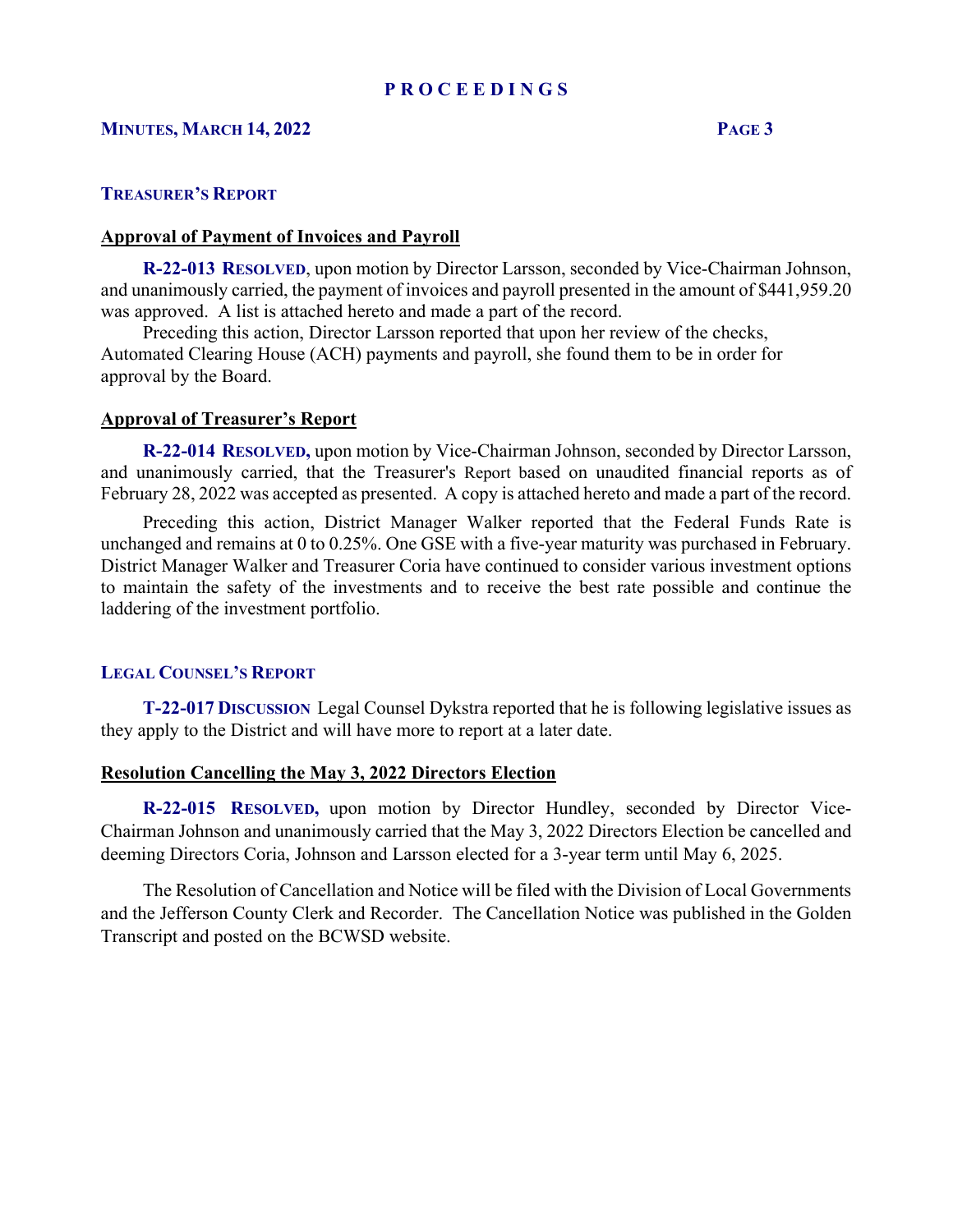## PROCEEDINGS

### TREASURER'S REPORT

**Approval of Payment of Invoices and Payroll**

**R-22-013 RESOLVED**, upon motion by Director Larsson, seconded by Vice-Chairman Johnson, and unanimously carried, the payment of invoices and payroll presented in the amount of $441,959.20 was approved. A list is attached hereto and made a part of the record.

Preceding this action, Director Larsson reported that upon her review of the checks, Automated Clearing House (ACH) payments and payroll, she found them to be in order for approval by the Board.

**Approval of Treasurer's Report**

**R-22-014 RESOLVED,** upon motion by Vice-Chairman Johnson, seconded by Director Larsson, and unanimously carried, that the Treasurer's Report based on unaudited financial reports as of February 28, 2022 was accepted as presented. A copy is attached hereto and made a part of the record.

Preceding this action, District Manager Walker reported that the Federal Funds Rate is unchanged and remains at 0 to 0.25%. One GSE with a five-year maturity was purchased in February. District Manager Walker and Treasurer Coria have continued to consider various investment options to maintain the safety of the investments and to receive the best rate possible and continue the laddering of the investment portfolio.

### LEGAL COUNSEL'S REPORT

**T-22-017 DISCUSSION** Legal Counsel Dykstra reported that he is following legislative issues as they apply to the District and will have more to report at a later date.

**Resolution Cancelling the May 3, 2022 Directors Election**

**R-22-015 RESOLVED,** upon motion by Director Hundley, seconded by Director Vice-Chairman Johnson and unanimously carried that the May 3, 2022 Directors Election be cancelled and deeming Directors Coria, Johnson and Larsson elected for a 3-year term until May 6, 2025.

The Resolution of Cancellation and Notice will be filed with the Division of Local Governments and the Jefferson County Clerk and Recorder. The Cancellation Notice was published in the Golden Transcript and posted on the BCWSD website.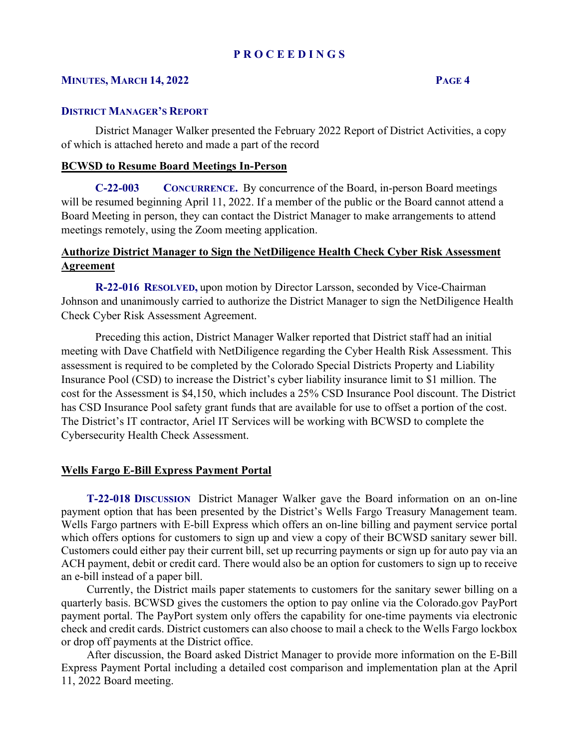**PROCEEDINGS**

### DISTRICT MANAGER'S REPORT

District Manager Walker presented the February 2022 Report of District Activities, a copy of which is attached hereto and made a part of the record

**BCWSD to Resume Board Meetings In-Person**

**C-22-003 CONCURRENCE.** By concurrence of the Board, in-person Board meetings will be resumed beginning April 11, 2022. If a member of the public or the Board cannot attend a Board Meeting in person, they can contact the District Manager to make arrangements to attend meetings remotely, using the Zoom meeting application.

**Authorize District Manager to Sign the NetDiligence Health Check Cyber Risk Assessment Agreement**

**R-22-016 RESOLVED,** upon motion by Director Larsson, seconded by Vice-Chairman Johnson and unanimously carried to authorize the District Manager to sign the NetDiligence Health Check Cyber Risk Assessment Agreement.

Preceding this action, District Manager Walker reported that District staff had an initial meeting with Dave Chatfield with NetDiligence regarding the Cyber Health Risk Assessment. This assessment is required to be completed by the Colorado Special Districts Property and Liability Insurance Pool (CSD) to increase the District's cyber liability insurance limit to $1 million. The cost for the Assessment is $4,150, which includes a 25% CSD Insurance Pool discount. The District has CSD Insurance Pool safety grant funds that are available for use to offset a portion of the cost. The District's IT contractor, Ariel IT Services will be working with BCWSD to complete the Cybersecurity Health Check Assessment.

**Wells Fargo E-Bill Express Payment Portal**

**T-22-018 DISCUSSION** District Manager Walker gave the Board information on an on-line payment option that has been presented by the District's Wells Fargo Treasury Management team. Wells Fargo partners with E-bill Express which offers an on-line billing and payment service portal which offers options for customers to sign up and view a copy of their BCWSD sanitary sewer bill. Customers could either pay their current bill, set up recurring payments or sign up for auto pay via an ACH payment, debit or credit card. There would also be an option for customers to sign up to receive an e-bill instead of a paper bill.

Currently, the District mails paper statements to customers for the sanitary sewer billing on a quarterly basis. BCWSD gives the customers the option to pay online via the Colorado.gov PayPort payment portal. The PayPort system only offers the capability for one-time payments via electronic check and credit cards. District customers can also choose to mail a check to the Wells Fargo lockbox or drop off payments at the District office.

After discussion, the Board asked District Manager to provide more information on the E-Bill Express Payment Portal including a detailed cost comparison and implementation plan at the April 11, 2022 Board meeting.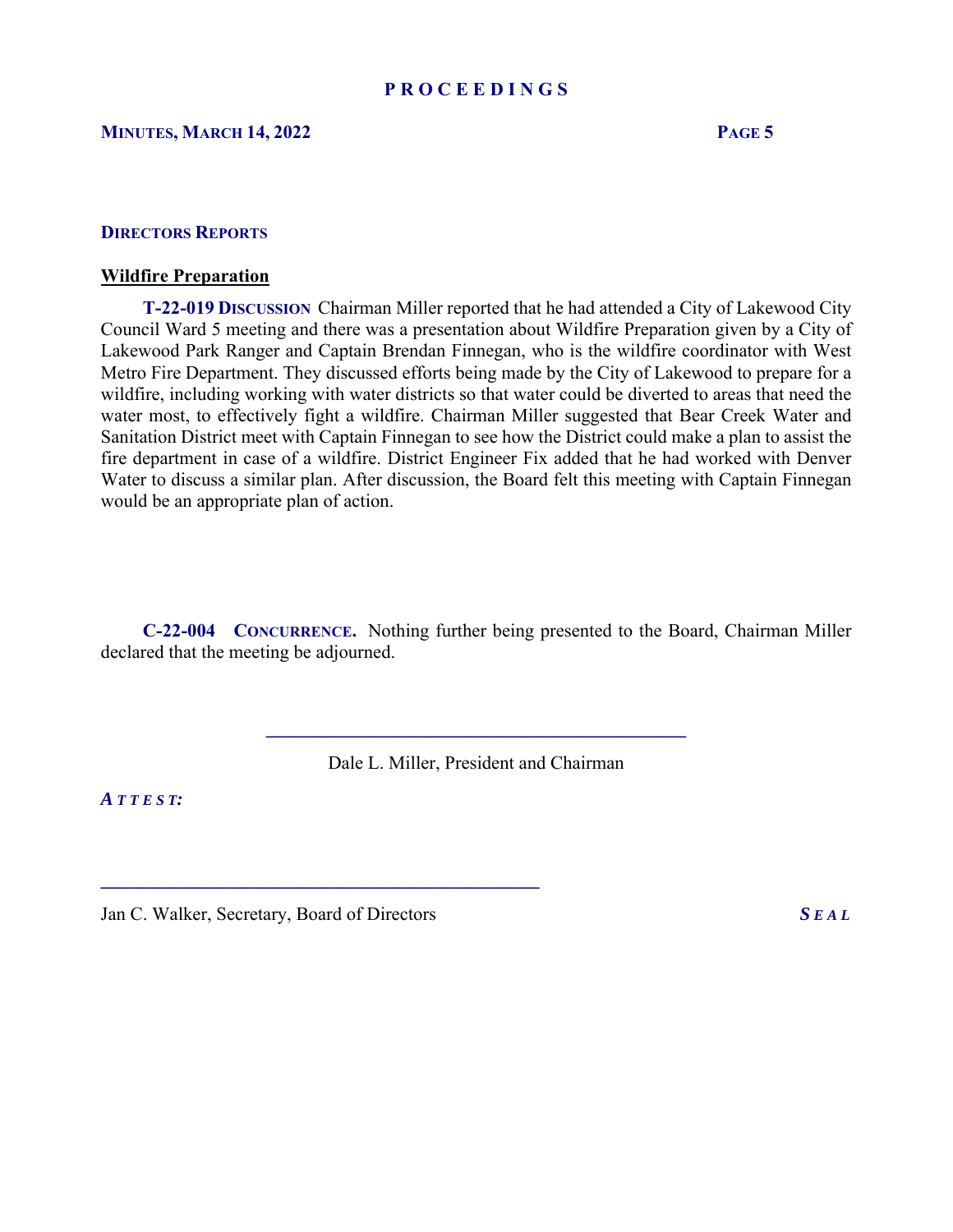**DIRECTORS REPORTS**

**Wildfire Preparation**

**T-22-019 DISCUSSION** Chairman Miller reported that he had attended a City of Lakewood City Council Ward 5 meeting and there was a presentation about Wildfire Preparation given by a City of Lakewood Park Ranger and Captain Brendan Finnegan, who is the wildfire coordinator with West Metro Fire Department. They discussed efforts being made by the City of Lakewood to prepare for a wildfire, including working with water districts so that water could be diverted to areas that need the water most, to effectively fight a wildfire. Chairman Miller suggested that Bear Creek Water and Sanitation District meet with Captain Finnegan to see how the District could make a plan to assist the fire department in case of a wildfire. District Engineer Fix added that he had worked with Denver Water to discuss a similar plan. After discussion, the Board felt this meeting with Captain Finnegan would be an appropriate plan of action.

**C-22-004 CONCURRENCE.** Nothing further being presented to the Board, Chairman Miller declared that the meeting be adjourned.

\_\_\_\_\_\_\_\_\_\_\_\_\_\_\_\_\_\_\_\_\_\_\_\_\_\_\_\_\_\_\_\_\_\_\_\_\_\_\_\_\_\_

Dale L. Miller, President and Chairman

***ATTEST:***

\_\_\_\_\_\_\_\_\_\_\_\_\_\_\_\_\_\_\_\_\_\_\_\_\_\_\_\_\_\_\_\_\_\_\_\_\_\_\_\_\_\_

Jan C. Walker, Secretary, Board of Directors

***SEAL***